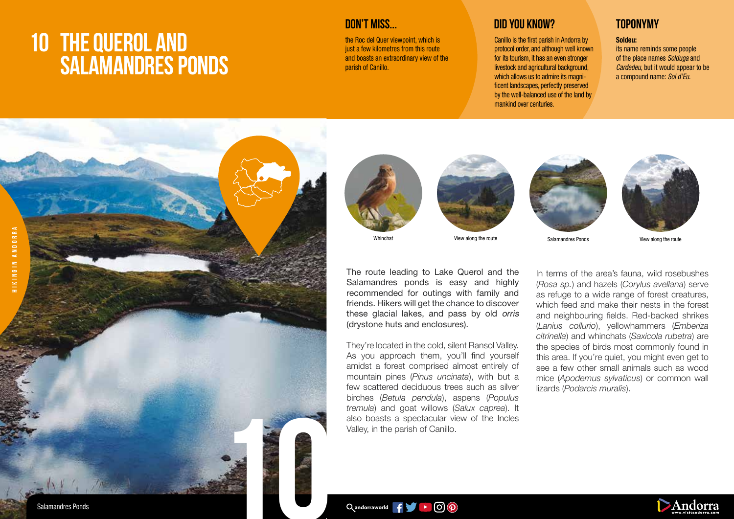# 10 THE QUEROL AND SALAMANDRES PONDS

## DON'T MISS...

the Roc del Quer viewpoint, which is just a few kilometres from this route and boasts an extraordinary view of the parish of Canillo.

## DID YOU KNOW?

Canillo is the first parish in Andorra by protocol order, and although well known for its tourism, it has an even stronger livestock and agricultural background, which allows us to admire its magnificent landscapes, perfectly preserved by the well-balanced use of the land by mankind over centuries.

## TOPONYMY

**Soldeu:**
its name reminds some people of the place names *Solduga* and *Cardedeu*, but it would appear to be a compound name: *Sol d'Eu.*

Whinchat

View along the route

Salamandres Ponds

View along the route

The route leading to Lake Querol and the Salamandres ponds is easy and highly recommended for outings with family and friends. Hikers will get the chance to discover these glacial lakes, and pass by old *orris* (drystone huts and enclosures).

They're located in the cold, silent Ransol Valley. As you approach them, you'll find yourself amidst a forest comprised almost entirely of mountain pines (*Pinus uncinata*), with but a few scattered deciduous trees such as silver birches (*Betula pendula*), aspens (*Populus tremula*) and goat willows (*Salux caprea*). It also boasts a spectacular view of the Incles Valley, in the parish of Canillo.

In terms of the area's fauna, wild rosebushes (*Rosa sp.*) and hazels (*Corylus avellana*) serve as refuge to a wide range of forest creatures, which feed and make their nests in the forest and neighbouring fields. Red-backed shrikes (*Lanius collurio*), yellowhammers (*Emberiza citrinella*) and whinchats (*Saxicola rubetra*) are the species of birds most commonly found in this area. If you're quiet, you might even get to see a few other small animals such as wood mice (*Apodemus sylvaticus*) or common wall lizards (*Podarcis muralis*).

Salamandres Ponds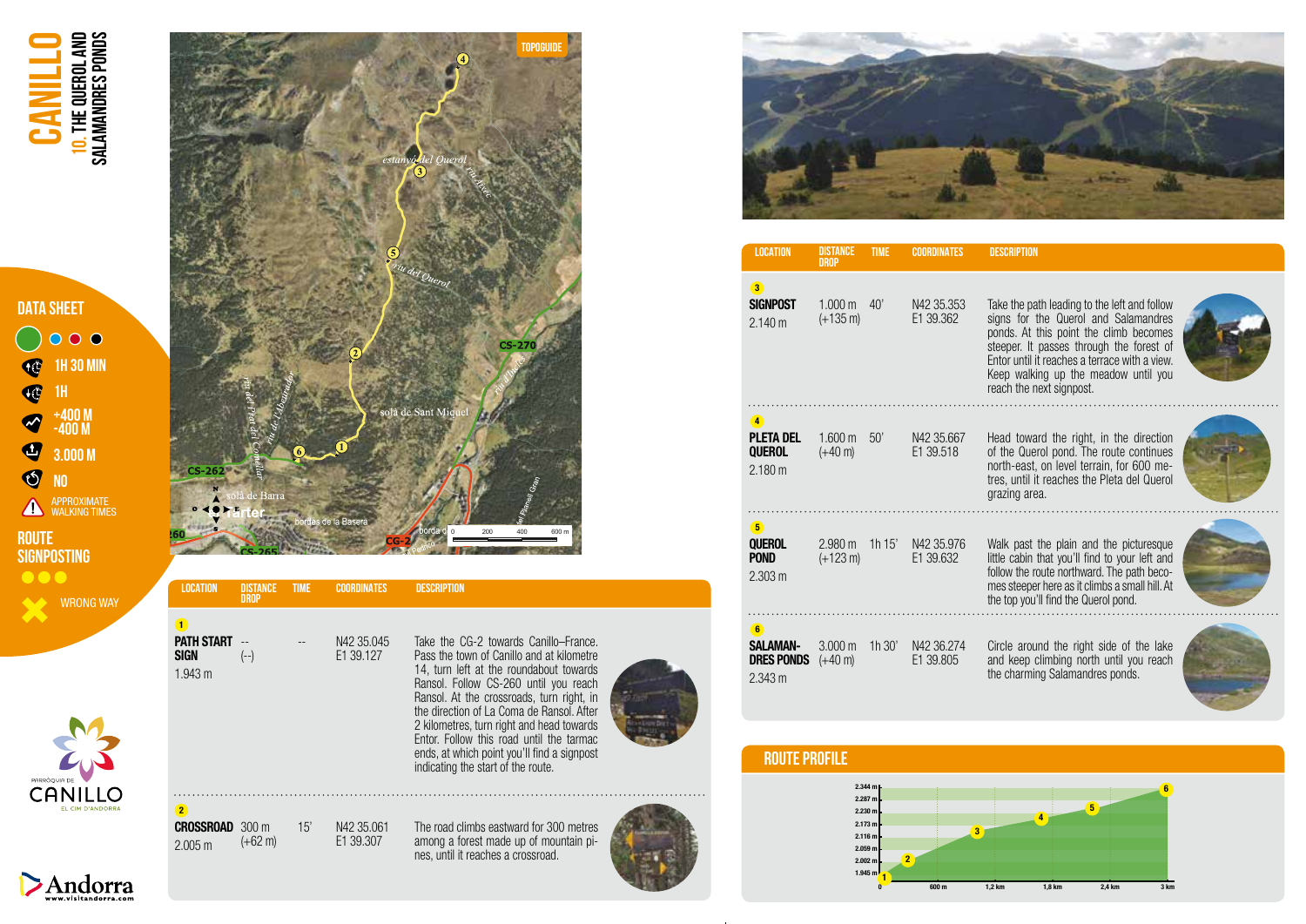# CANILLO

## 10. THE QUEROL AND SALAMANDRES PONDS

TOPOGUIDE

estanyó del Querol
riu d'Areny
riu del Querol
CS-270
riu d'Incles
riu del Prat del Cavallar
riu de l'Abeurador
solà de Sant Miquel
CS-262
solà de Barra
Tarter
bordes de la Basera
CG-2
CS-265
0 200 400 600 m

## DATA SHEET

1H 30 MIN
1H
+400 M
-400 M
3.000 M
NO
APPROXIMATE WALKING TIMES

## ROUTE SIGNPOSTING

WRONG WAY

| LOCATION | DISTANCE DROP | TIME | COORDINATES | DESCRIPTION |
|---|---|---|---|---|
| 1 **PATH START SIGN** 1.943 m | -- (--) | -- | N42 35.045 E1 39.127 | Take the CG-2 towards Canillo–France. Pass the town of Canillo and at kilometre 14, turn left at the roundabout towards Ransol. Follow CS-260 until you reach Ransol. At the crossroads, turn right, in the direction of La Coma de Ransol. After 2 kilometres, turn right and head towards Entor. Follow this road until the tarmac ends, at which point you'll find a signpost indicating the start of the route. |
| 2 **CROSSROAD** 2.005 m | 300 m (+62 m) | 15' | N42 35.061 E1 39.307 | The road climbs eastward for 300 metres among a forest made up of mountain pines, until it reaches a crossroad. |
| 3 **SIGNPOST** 2.140 m | 1.000 m (+135 m) | 40' | N42 35.353 E1 39.362 | Take the path leading to the left and follow signs for the Querol and Salamandres ponds. At this point the climb becomes steeper. It passes through the forest of Entor until it reaches a terrace with a view. Keep walking up the meadow until you reach the next signpost. |
| 4 **PLETA DEL QUEROL** 2.180 m | 1.600 m (+40 m) | 50' | N42 35.667 E1 39.518 | Head toward the right, in the direction of the Querol pond. The route continues north-east, on level terrain, for 600 metres, until it reaches the Pleta del Querol grazing area. |
| 5 **QUEROL POND** 2.303 m | 2.980 m (+123 m) | 1h 15' | N42 35.976 E1 39.632 | Walk past the plain and the picturesque little cabin that you'll find to your left and follow the route northward. The path becomes steeper here as it climbs a small hill. At the top you'll find the Querol pond. |
| 6 **SALAMANDRES PONDS** 2.343 m | 3.000 m (+40 m) | 1h 30' | N42 36.274 E1 39.805 | Circle around the right side of the lake and keep climbing north until you reach the charming Salamandres ponds. |

## ROUTE PROFILE

2.344 m
2.287 m
2.230 m
2.173 m
2.116 m
2.059 m
2.002 m
1.945 m
0
600 m
1,2 km
1,8 km
2,4 km
3 km

PARRÒQUIA DE CANILLO
EL CIM D'ANDORRA

Andorra
www.visitandorra.com